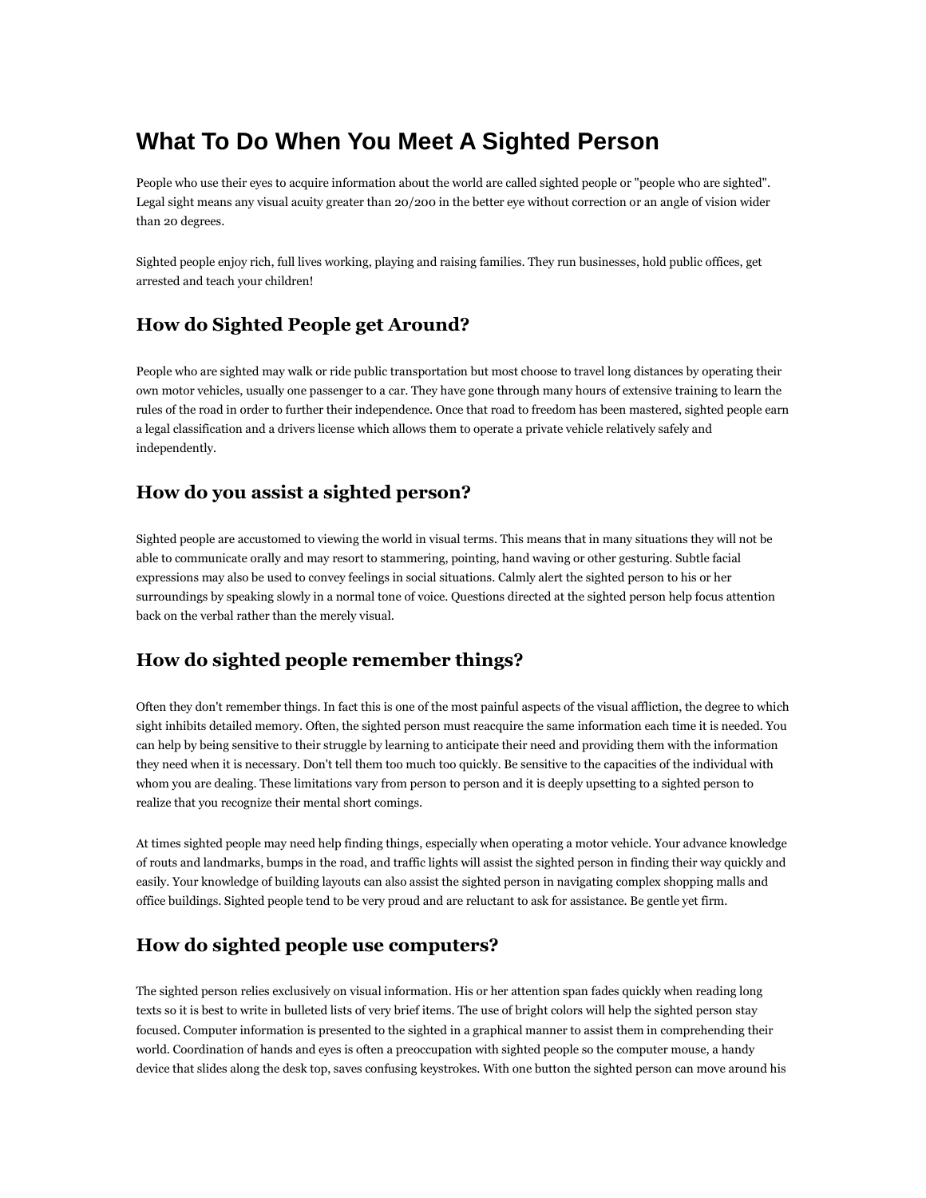# What To Do When You Meet A Sighted Person

People who use their eyes to acquire information about the world are called sighted people or "people who are sighted". Legal sight means any visual acuity greater than 20/200 in the better eye without correction or an angle of vision wider than 20 degrees.

Sighted people enjoy rich, full lives working, playing and raising families. They run businesses, hold public offices, get arrested and teach your children!

## How do Sighted People get Around?

People who are sighted may walk or ride public transportation but most choose to travel long distances by operating their own motor vehicles, usually one passenger to a car. They have gone through many hours of extensive training to learn the rules of the road in order to further their independence. Once that road to freedom has been mastered, sighted people earn a legal classification and a drivers license which allows them to operate a private vehicle relatively safely and independently.

## How do you assist a sighted person?

Sighted people are accustomed to viewing the world in visual terms. This means that in many situations they will not be able to communicate orally and may resort to stammering, pointing, hand waving or other gesturing. Subtle facial expressions may also be used to convey feelings in social situations. Calmly alert the sighted person to his or her surroundings by speaking slowly in a normal tone of voice. Questions directed at the sighted person help focus attention back on the verbal rather than the merely visual.

## How do sighted people remember things?

Often they don't remember things. In fact this is one of the most painful aspects of the visual affliction, the degree to which sight inhibits detailed memory. Often, the sighted person must reacquire the same information each time it is needed. You can help by being sensitive to their struggle by learning to anticipate their need and providing them with the information they need when it is necessary. Don't tell them too much too quickly. Be sensitive to the capacities of the individual with whom you are dealing. These limitations vary from person to person and it is deeply upsetting to a sighted person to realize that you recognize their mental short comings.

At times sighted people may need help finding things, especially when operating a motor vehicle. Your advance knowledge of routs and landmarks, bumps in the road, and traffic lights will assist the sighted person in finding their way quickly and easily. Your knowledge of building layouts can also assist the sighted person in navigating complex shopping malls and office buildings. Sighted people tend to be very proud and are reluctant to ask for assistance. Be gentle yet firm.

## How do sighted people use computers?

The sighted person relies exclusively on visual information. His or her attention span fades quickly when reading long texts so it is best to write in bulleted lists of very brief items. The use of bright colors will help the sighted person stay focused. Computer information is presented to the sighted in a graphical manner to assist them in comprehending their world. Coordination of hands and eyes is often a preoccupation with sighted people so the computer mouse, a handy device that slides along the desk top, saves confusing keystrokes. With one button the sighted person can move around his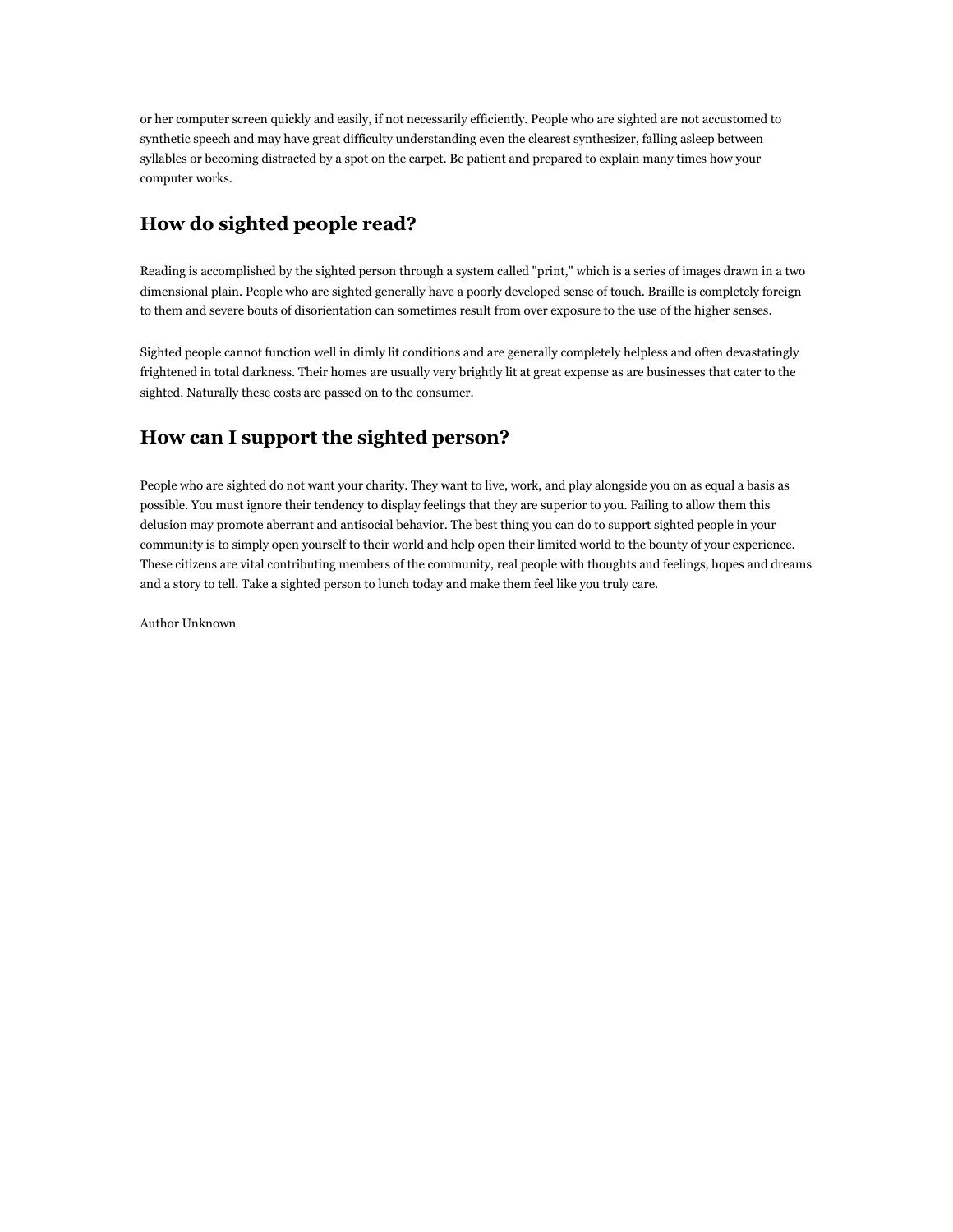or her computer screen quickly and easily, if not necessarily efficiently. People who are sighted are not accustomed to synthetic speech and may have great difficulty understanding even the clearest synthesizer, falling asleep between syllables or becoming distracted by a spot on the carpet. Be patient and prepared to explain many times how your computer works.

## How do sighted people read?

Reading is accomplished by the sighted person through a system called "print," which is a series of images drawn in a two dimensional plain. People who are sighted generally have a poorly developed sense of touch. Braille is completely foreign to them and severe bouts of disorientation can sometimes result from over exposure to the use of the higher senses.

Sighted people cannot function well in dimly lit conditions and are generally completely helpless and often devastatingly frightened in total darkness. Their homes are usually very brightly lit at great expense as are businesses that cater to the sighted. Naturally these costs are passed on to the consumer.

## How can I support the sighted person?

People who are sighted do not want your charity. They want to live, work, and play alongside you on as equal a basis as possible. You must ignore their tendency to display feelings that they are superior to you. Failing to allow them this delusion may promote aberrant and antisocial behavior. The best thing you can do to support sighted people in your community is to simply open yourself to their world and help open their limited world to the bounty of your experience. These citizens are vital contributing members of the community, real people with thoughts and feelings, hopes and dreams and a story to tell. Take a sighted person to lunch today and make them feel like you truly care.

Author Unknown